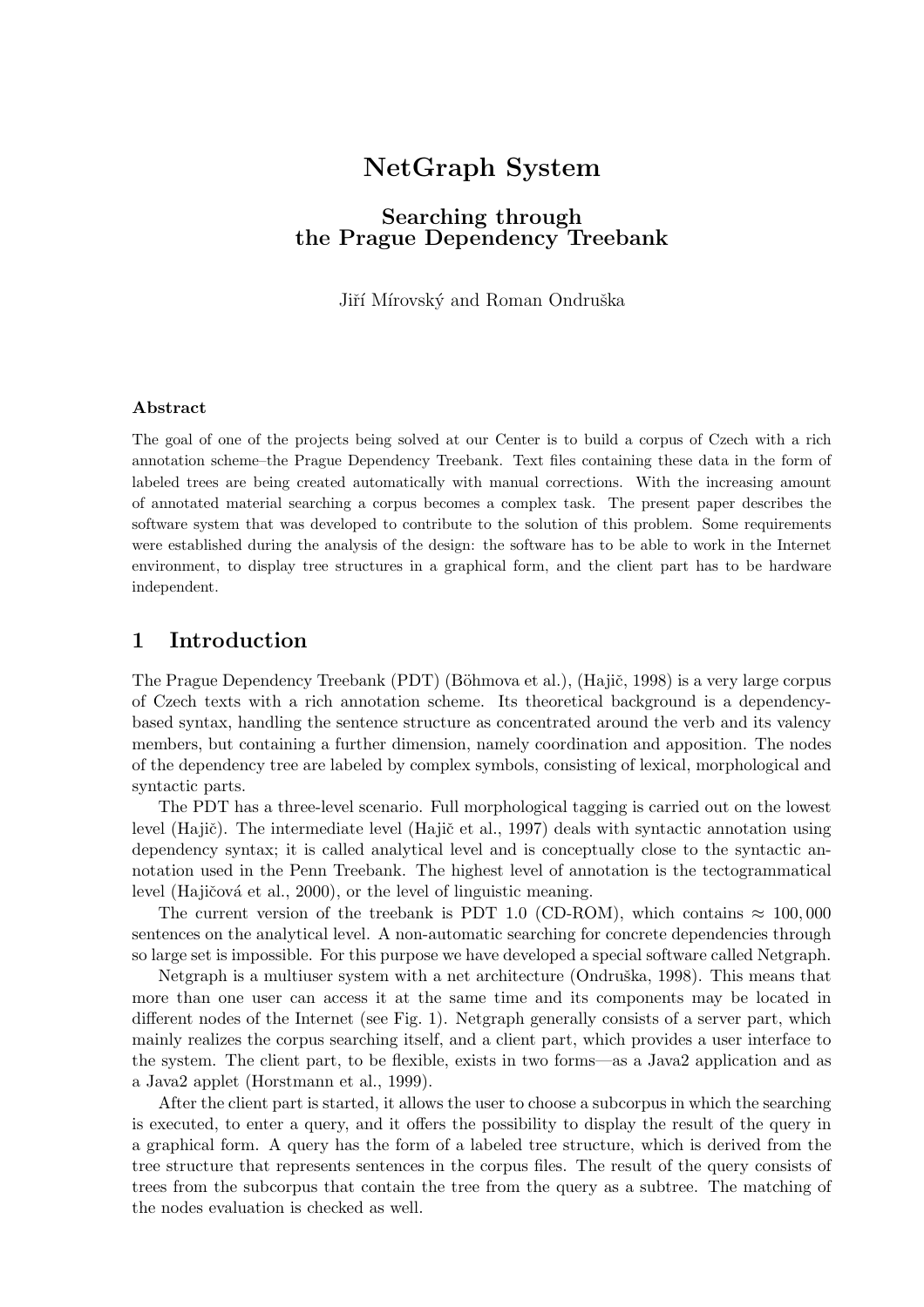# NetGraph System

## Searching through the Prague Dependency Treebank

Jiří Mírovský and Roman Ondruška

### Abstract

The goal of one of the projects being solved at our Center is to build a corpus of Czech with a rich annotation scheme–the Prague Dependency Treebank. Text files containing these data in the form of labeled trees are being created automatically with manual corrections. With the increasing amount of annotated material searching a corpus becomes a complex task. The present paper describes the software system that was developed to contribute to the solution of this problem. Some requirements were established during the analysis of the design: the software has to be able to work in the Internet environment, to display tree structures in a graphical form, and the client part has to be hardware independent.

## 1 Introduction

The Prague Dependency Treebank (PDT) (Böhmova et al.), (Hajič, 1998) is a very large corpus of Czech texts with a rich annotation scheme. Its theoretical background is a dependency-based syntax, handling the sentence structure as concentrated around the verb and its valency members, but containing a further dimension, namely coordination and apposition. The nodes of the dependency tree are labeled by complex symbols, consisting of lexical, morphological and syntactic parts.

The PDT has a three-level scenario. Full morphological tagging is carried out on the lowest level (Hajič). The intermediate level (Hajič et al., 1997) deals with syntactic annotation using dependency syntax; it is called analytical level and is conceptually close to the syntactic annotation used in the Penn Treebank. The highest level of annotation is the tectogrammatical level (Hajičová et al., 2000), or the level of linguistic meaning.

The current version of the treebank is PDT 1.0 (CD-ROM), which contains $\approx 100,000$ sentences on the analytical level. A non-automatic searching for concrete dependencies through so large set is impossible. For this purpose we have developed a special software called Netgraph.

Netgraph is a multiuser system with a net architecture (Ondruška, 1998). This means that more than one user can access it at the same time and its components may be located in different nodes of the Internet (see Fig. 1). Netgraph generally consists of a server part, which mainly realizes the corpus searching itself, and a client part, which provides a user interface to the system. The client part, to be flexible, exists in two forms—as a Java2 application and as a Java2 applet (Horstmann et al., 1999).

After the client part is started, it allows the user to choose a subcorpus in which the searching is executed, to enter a query, and it offers the possibility to display the result of the query in a graphical form. A query has the form of a labeled tree structure, which is derived from the tree structure that represents sentences in the corpus files. The result of the query consists of trees from the subcorpus that contain the tree from the query as a subtree. The matching of the nodes evaluation is checked as well.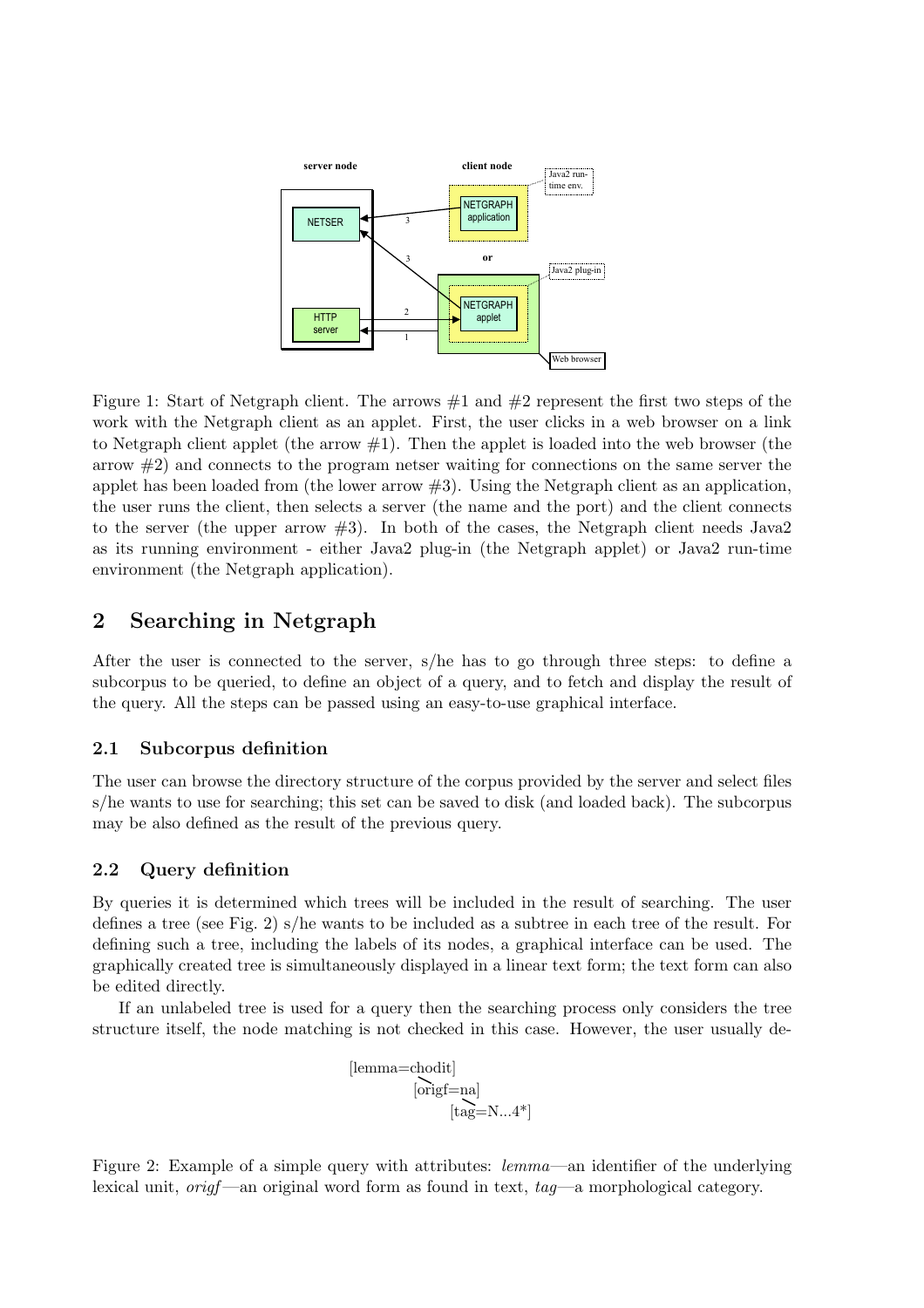Figure 1: Start of Netgraph client. The arrows #1 and #2 represent the first two steps of the work with the Netgraph client as an applet. First, the user clicks in a web browser on a link to Netgraph client applet (the arrow #1). Then the applet is loaded into the web browser (the arrow #2) and connects to the program netser waiting for connections on the same server the applet has been loaded from (the lower arrow #3). Using the Netgraph client as an application, the user runs the client, then selects a server (the name and the port) and the client connects to the server (the upper arrow #3). In both of the cases, the Netgraph client needs Java2 as its running environment - either Java2 plug-in (the Netgraph applet) or Java2 run-time environment (the Netgraph application).

## 2 Searching in Netgraph

After the user is connected to the server, s/he has to go through three steps: to define a subcorpus to be queried, to define an object of a query, and to fetch and display the result of the query. All the steps can be passed using an easy-to-use graphical interface.

### 2.1 Subcorpus definition

The user can browse the directory structure of the corpus provided by the server and select files s/he wants to use for searching; this set can be saved to disk (and loaded back). The subcorpus may be also defined as the result of the previous query.

### 2.2 Query definition

By queries it is determined which trees will be included in the result of searching. The user defines a tree (see Fig. 2) s/he wants to be included as a subtree in each tree of the result. For defining such a tree, including the labels of its nodes, a graphical interface can be used. The graphically created tree is simultaneously displayed in a linear text form; the text form can also be edited directly.

If an unlabeled tree is used for a query then the searching process only considers the tree structure itself, the node matching is not checked in this case. However, the user usually de-

```
[lemma=chodit]
        [origf=na]
              [tag=N...4*]
```

Figure 2: Example of a simple query with attributes: *lemma*—an identifier of the underlying lexical unit, *origf*—an original word form as found in text, *tag*—a morphological category.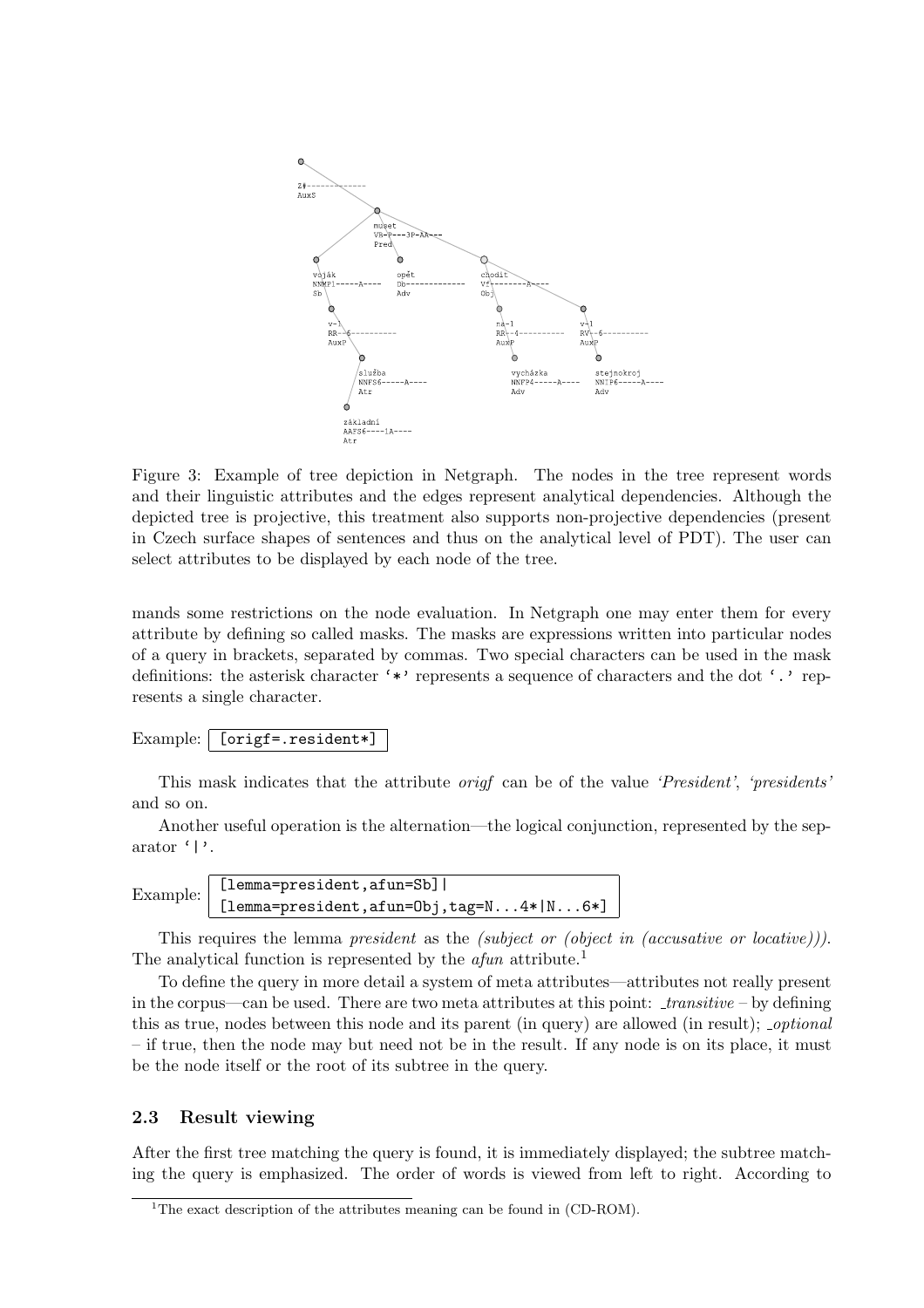Figure 3: Example of tree depiction in Netgraph. The nodes in the tree represent words and their linguistic attributes and the edges represent analytical dependencies. Although the depicted tree is projective, this treatment also supports non-projective dependencies (present in Czech surface shapes of sentences and thus on the analytical level of PDT). The user can select attributes to be displayed by each node of the tree.

mands some restrictions on the node evaluation. In Netgraph one may enter them for every attribute by defining so called masks. The masks are expressions written into particular nodes of a query in brackets, separated by commas. Two special characters can be used in the mask definitions: the asterisk character '*' represents a sequence of characters and the dot '.' represents a single character.

Example:
```
[origf=.resident*]
```

This mask indicates that the attribute *origf* can be of the value *'President'*, *'presidents'* and so on.

Another useful operation is the alternation—the logical conjunction, represented by the separator '|'.

Example:
```
[lemma=president,afun=Sb]|
[lemma=president,afun=Obj,tag=N...4*|N...6*]
```

This requires the lemma *president* as the *(subject or (object in (accusative or locative)))*. The analytical function is represented by the *afun* attribute.[1]

To define the query in more detail a system of meta attributes—attributes not really present in the corpus—can be used. There are two meta attributes at this point: *_transitive* – by defining this as true, nodes between this node and its parent (in query) are allowed (in result); *_optional* – if true, then the node may but need not be in the result. If any node is on its place, it must be the node itself or the root of its subtree in the query.

### 2.3 Result viewing

After the first tree matching the query is found, it is immediately displayed; the subtree matching the query is emphasized. The order of words is viewed from left to right. According to

[1] The exact description of the attributes meaning can be found in (CD-ROM).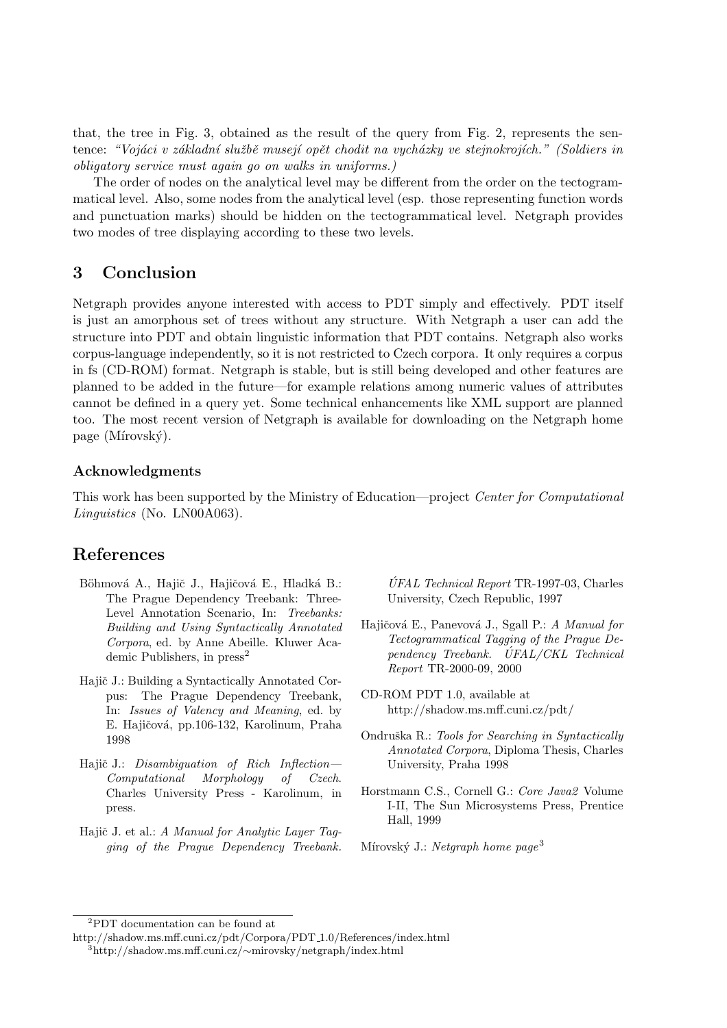that, the tree in Fig. 3, obtained as the result of the query from Fig. 2, represents the sentence: *"Vojáci v základní službě musejí opět chodit na vycházky ve stejnokrojích." (Soldiers in obligatory service must again go on walks in uniforms.)*

The order of nodes on the analytical level may be different from the order on the tectogrammatical level. Also, some nodes from the analytical level (esp. those representing function words and punctuation marks) should be hidden on the tectogrammatical level. Netgraph provides two modes of tree displaying according to these two levels.

## 3 Conclusion

Netgraph provides anyone interested with access to PDT simply and effectively. PDT itself is just an amorphous set of trees without any structure. With Netgraph a user can add the structure into PDT and obtain linguistic information that PDT contains. Netgraph also works corpus-language independently, so it is not restricted to Czech corpora. It only requires a corpus in fs (CD-ROM) format. Netgraph is stable, but is still being developed and other features are planned to be added in the future—for example relations among numeric values of attributes cannot be defined in a query yet. Some technical enhancements like XML support are planned too. The most recent version of Netgraph is available for downloading on the Netgraph home page (Mírovský).

### Acknowledgments

This work has been supported by the Ministry of Education—project *Center for Computational Linguistics* (No. LN00A063).

## References

Böhmová A., Hajič J., Hajičová E., Hladká B.: The Prague Dependency Treebank: Three-Level Annotation Scenario, In: *Treebanks: Building and Using Syntactically Annotated Corpora*, ed. by Anne Abeille. Kluwer Academic Publishers, in press[2]

Hajič J.: Building a Syntactically Annotated Corpus: The Prague Dependency Treebank, In: *Issues of Valency and Meaning*, ed. by E. Hajičová, pp.106-132, Karolinum, Praha 1998

Hajič J.: *Disambiguation of Rich Inflection—Computational Morphology of Czech*. Charles University Press - Karolinum, in press.

Hajič J. et al.: *A Manual for Analytic Layer Tagging of the Prague Dependency Treebank. ÚFAL Technical Report* TR-1997-03, Charles University, Czech Republic, 1997

Hajičová E., Panevová J., Sgall P.: *A Manual for Tectogrammatical Tagging of the Prague Dependency Treebank. ÚFAL/CKL Technical Report* TR-2000-09, 2000

CD-ROM PDT 1.0, available at http://shadow.ms.mff.cuni.cz/pdt/

Ondruška R.: *Tools for Searching in Syntactically Annotated Corpora*, Diploma Thesis, Charles University, Praha 1998

Horstmann C.S., Cornell G.: *Core Java2* Volume I-II, The Sun Microsystems Press, Prentice Hall, 1999

Mírovský J.: *Netgraph home page*[3]

---

[2] PDT documentation can be found at http://shadow.ms.mff.cuni.cz/pdt/Corpora/PDT_1.0/References/index.html

[3] http://shadow.ms.mff.cuni.cz/∼mirovsky/netgraph/index.html